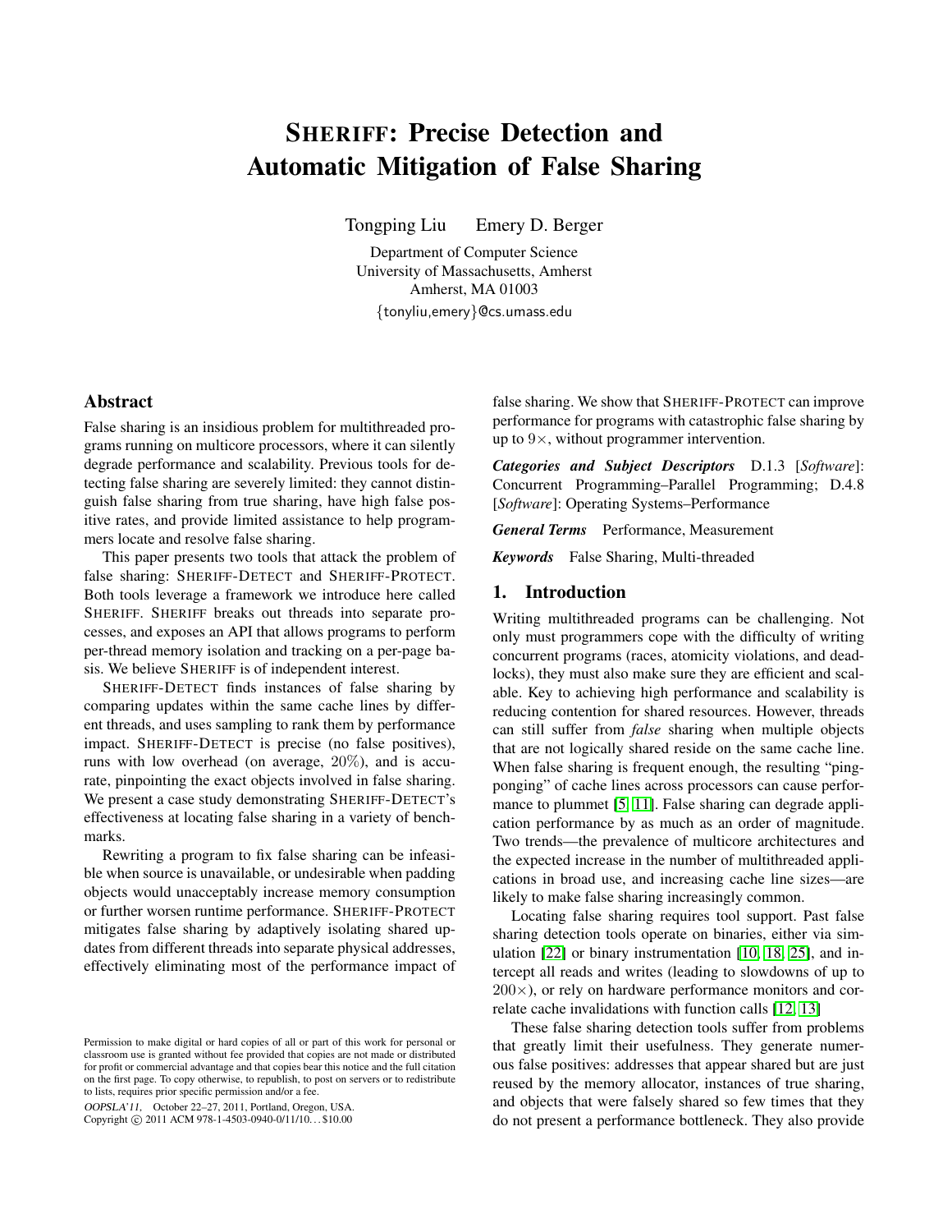# SHERIFF: Precise Detection and Automatic Mitigation of False Sharing

Tongping Liu Emery D. Berger

Department of Computer Science
University of Massachusetts, Amherst
Amherst, MA 01003
{tonyliu,emery}@cs.umass.edu

## Abstract

False sharing is an insidious problem for multithreaded programs running on multicore processors, where it can silently degrade performance and scalability. Previous tools for detecting false sharing are severely limited: they cannot distinguish false sharing from true sharing, have high false positive rates, and provide limited assistance to help programmers locate and resolve false sharing.

This paper presents two tools that attack the problem of false sharing: SHERIFF-DETECT and SHERIFF-PROTECT. Both tools leverage a framework we introduce here called SHERIFF. SHERIFF breaks out threads into separate processes, and exposes an API that allows programs to perform per-thread memory isolation and tracking on a per-page basis. We believe SHERIFF is of independent interest.

SHERIFF-DETECT finds instances of false sharing by comparing updates within the same cache lines by different threads, and uses sampling to rank them by performance impact. SHERIFF-DETECT is precise (no false positives), runs with low overhead (on average, 20%), and is accurate, pinpointing the exact objects involved in false sharing. We present a case study demonstrating SHERIFF-DETECT's effectiveness at locating false sharing in a variety of benchmarks.

Rewriting a program to fix false sharing can be infeasible when source is unavailable, or undesirable when padding objects would unacceptably increase memory consumption or further worsen runtime performance. SHERIFF-PROTECT mitigates false sharing by adaptively isolating shared updates from different threads into separate physical addresses, effectively eliminating most of the performance impact of false sharing. We show that SHERIFF-PROTECT can improve performance for programs with catastrophic false sharing by up to $9\times$, without programmer intervention.

***Categories and Subject Descriptors*** D.1.3 [*Software*]: Concurrent Programming–Parallel Programming; D.4.8 [*Software*]: Operating Systems–Performance

***General Terms*** Performance, Measurement

***Keywords*** False Sharing, Multi-threaded

## 1. Introduction

Writing multithreaded programs can be challenging. Not only must programmers cope with the difficulty of writing concurrent programs (races, atomicity violations, and deadlocks), they must also make sure they are efficient and scalable. Key to achieving high performance and scalability is reducing contention for shared resources. However, threads can still suffer from *false* sharing when multiple objects that are not logically shared reside on the same cache line. When false sharing is frequent enough, the resulting "ping-ponging" of cache lines across processors can cause performance to plummet [5, 11]. False sharing can degrade application performance by as much as an order of magnitude. Two trends—the prevalence of multicore architectures and the expected increase in the number of multithreaded applications in broad use, and increasing cache line sizes—are likely to make false sharing increasingly common.

Locating false sharing requires tool support. Past false sharing detection tools operate on binaries, either via simulation [22] or binary instrumentation [10, 18, 25], and intercept all reads and writes (leading to slowdowns of up to $200\times$), or rely on hardware performance monitors and correlate cache invalidations with function calls [12, 13]

These false sharing detection tools suffer from problems that greatly limit their usefulness. They generate numerous false positives: addresses that appear shared but are just reused by the memory allocator, instances of true sharing, and objects that were falsely shared so few times that they do not present a performance bottleneck. They also provide

Permission to make digital or hard copies of all or part of this work for personal or classroom use is granted without fee provided that copies are not made or distributed for profit or commercial advantage and that copies bear this notice and the full citation on the first page. To copy otherwise, to republish, to post on servers or to redistribute to lists, requires prior specific permission and/or a fee.

*OOPSLA'11,* October 22–27, 2011, Portland, Oregon, USA.
Copyright © 2011 ACM 978-1-4503-0940-0/11/10... $10.00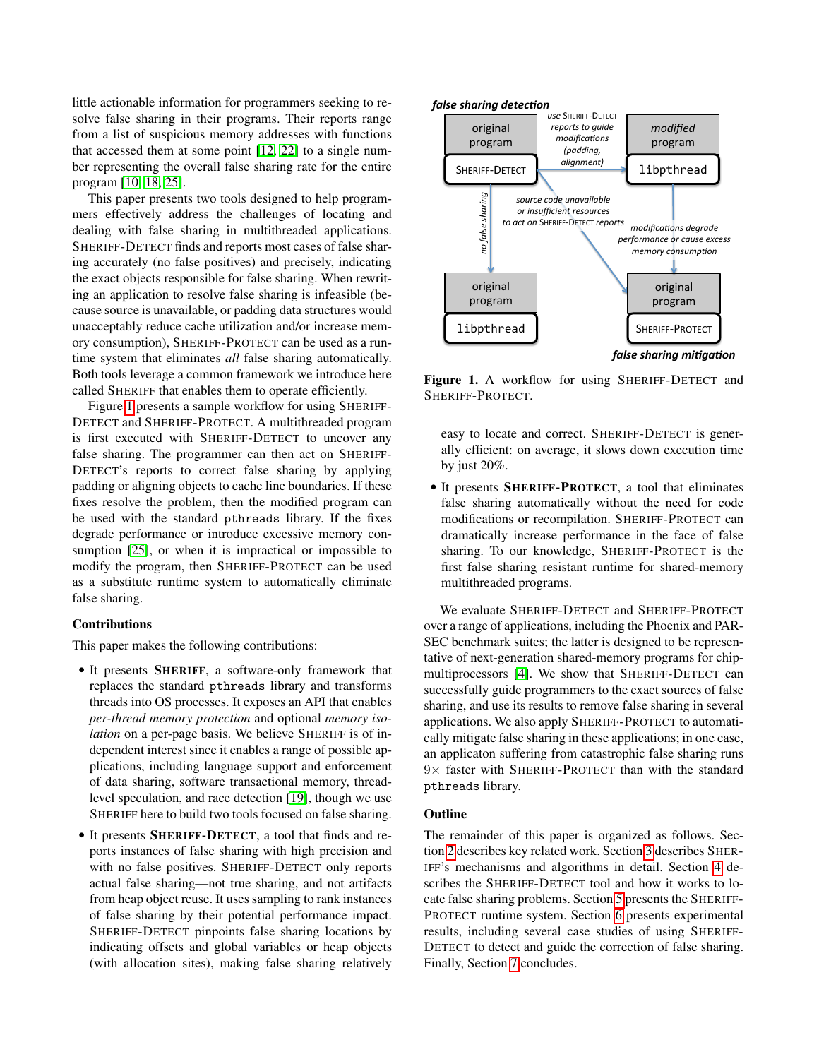little actionable information for programmers seeking to resolve false sharing in their programs. Their reports range from a list of suspicious memory addresses with functions that accessed them at some point [12, 22] to a single number representing the overall false sharing rate for the entire program [10, 18, 25].

This paper presents two tools designed to help programmers effectively address the challenges of locating and dealing with false sharing in multithreaded applications. SHERIFF-DETECT finds and reports most cases of false sharing accurately (no false positives) and precisely, indicating the exact objects responsible for false sharing. When rewriting an application to resolve false sharing is infeasible (because source is unavailable, or padding data structures would unacceptably reduce cache utilization and/or increase memory consumption), SHERIFF-PROTECT can be used as a runtime system that eliminates *all* false sharing automatically. Both tools leverage a common framework we introduce here called SHERIFF that enables them to operate efficiently.

Figure 1 presents a sample workflow for using SHERIFF-DETECT and SHERIFF-PROTECT. A multithreaded program is first executed with SHERIFF-DETECT to uncover any false sharing. The programmer can then act on SHERIFF-DETECT's reports to correct false sharing by applying padding or aligning objects to cache line boundaries. If these fixes resolve the problem, then the modified program can be used with the standard `pthreads` library. If the fixes degrade performance or introduce excessive memory consumption [25], or when it is impractical or impossible to modify the program, then SHERIFF-PROTECT can be used as a substitute runtime system to automatically eliminate false sharing.

**Figure 1.** A workflow for using SHERIFF-DETECT and SHERIFF-PROTECT.

### Contributions

This paper makes the following contributions:

- It presents **SHERIFF**, a software-only framework that replaces the standard `pthreads` library and transforms threads into OS processes. It exposes an API that enables *per-thread memory protection* and optional *memory isolation* on a per-page basis. We believe SHERIFF is of independent interest since it enables a range of possible applications, including language support and enforcement of data sharing, software transactional memory, thread-level speculation, and race detection [19], though we use SHERIFF here to build two tools focused on false sharing.
- It presents **SHERIFF-DETECT**, a tool that finds and reports instances of false sharing with high precision and with no false positives. SHERIFF-DETECT only reports actual false sharing—not true sharing, and not artifacts from heap object reuse. It uses sampling to rank instances of false sharing by their potential performance impact. SHERIFF-DETECT pinpoints false sharing locations by indicating offsets and global variables or heap objects (with allocation sites), making false sharing relatively easy to locate and correct. SHERIFF-DETECT is generally efficient: on average, it slows down execution time by just 20%.
- It presents **SHERIFF-PROTECT**, a tool that eliminates false sharing automatically without the need for code modifications or recompilation. SHERIFF-PROTECT can dramatically increase performance in the face of false sharing. To our knowledge, SHERIFF-PROTECT is the first false sharing resistant runtime for shared-memory multithreaded programs.

We evaluate SHERIFF-DETECT and SHERIFF-PROTECT over a range of applications, including the Phoenix and PARSEC benchmark suites; the latter is designed to be representative of next-generation shared-memory programs for chip-multiprocessors [4]. We show that SHERIFF-DETECT can successfully guide programmers to the exact sources of false sharing, and use its results to remove false sharing in several applications. We also apply SHERIFF-PROTECT to automatically mitigate false sharing in these applications; in one case, an applicaton suffering from catastrophic false sharing runs 9× faster with SHERIFF-PROTECT than with the standard `pthreads` library.

### Outline

The remainder of this paper is organized as follows. Section 2 describes key related work. Section 3 describes SHERIFF's mechanisms and algorithms in detail. Section 4 describes the SHERIFF-DETECT tool and how it works to locate false sharing problems. Section 5 presents the SHERIFF-PROTECT runtime system. Section 6 presents experimental results, including several case studies of using SHERIFF-DETECT to detect and guide the correction of false sharing. Finally, Section 7 concludes.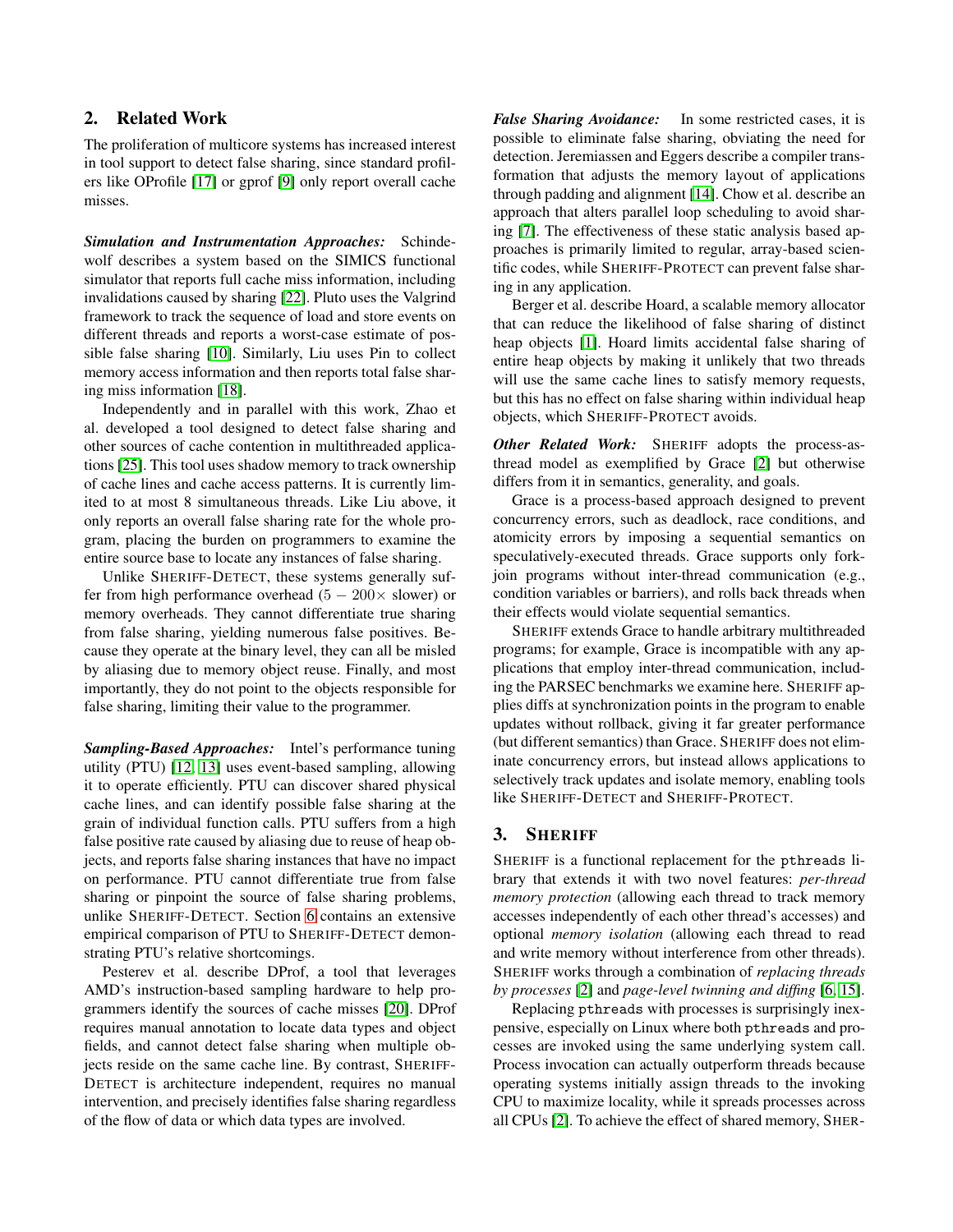## 2. Related Work

The proliferation of multicore systems has increased interest in tool support to detect false sharing, since standard profilers like OProfile [17] or gprof [9] only report overall cache misses.

***Simulation and Instrumentation Approaches:*** Schindewolf describes a system based on the SIMICS functional simulator that reports full cache miss information, including invalidations caused by sharing [22]. Pluto uses the Valgrind framework to track the sequence of load and store events on different threads and reports a worst-case estimate of possible false sharing [10]. Similarly, Liu uses Pin to collect memory access information and then reports total false sharing miss information [18].

Independently and in parallel with this work, Zhao et al. developed a tool designed to detect false sharing and other sources of cache contention in multithreaded applications [25]. This tool uses shadow memory to track ownership of cache lines and cache access patterns. It is currently limited to at most 8 simultaneous threads. Like Liu above, it only reports an overall false sharing rate for the whole program, placing the burden on programmers to examine the entire source base to locate any instances of false sharing.

Unlike SHERIFF-DETECT, these systems generally suffer from high performance overhead ($5 - 200\times$ slower) or memory overheads. They cannot differentiate true sharing from false sharing, yielding numerous false positives. Because they operate at the binary level, they can all be misled by aliasing due to memory object reuse. Finally, and most importantly, they do not point to the objects responsible for false sharing, limiting their value to the programmer.

***Sampling-Based Approaches:*** Intel's performance tuning utility (PTU) [12, 13] uses event-based sampling, allowing it to operate efficiently. PTU can discover shared physical cache lines, and can identify possible false sharing at the grain of individual function calls. PTU suffers from a high false positive rate caused by aliasing due to reuse of heap objects, and reports false sharing instances that have no impact on performance. PTU cannot differentiate true from false sharing or pinpoint the source of false sharing problems, unlike SHERIFF-DETECT. Section 6 contains an extensive empirical comparison of PTU to SHERIFF-DETECT demonstrating PTU's relative shortcomings.

Pesterev et al. describe DProf, a tool that leverages AMD's instruction-based sampling hardware to help programmers identify the sources of cache misses [20]. DProf requires manual annotation to locate data types and object fields, and cannot detect false sharing when multiple objects reside on the same cache line. By contrast, SHERIFF-DETECT is architecture independent, requires no manual intervention, and precisely identifies false sharing regardless of the flow of data or which data types are involved.

***False Sharing Avoidance:*** In some restricted cases, it is possible to eliminate false sharing, obviating the need for detection. Jeremiassen and Eggers describe a compiler transformation that adjusts the memory layout of applications through padding and alignment [14]. Chow et al. describe an approach that alters parallel loop scheduling to avoid sharing [7]. The effectiveness of these static analysis based approaches is primarily limited to regular, array-based scientific codes, while SHERIFF-PROTECT can prevent false sharing in any application.

Berger et al. describe Hoard, a scalable memory allocator that can reduce the likelihood of false sharing of distinct heap objects [1]. Hoard limits accidental false sharing of entire heap objects by making it unlikely that two threads will use the same cache lines to satisfy memory requests, but this has no effect on false sharing within individual heap objects, which SHERIFF-PROTECT avoids.

***Other Related Work:*** SHERIFF adopts the process-as-thread model as exemplified by Grace [2] but otherwise differs from it in semantics, generality, and goals.

Grace is a process-based approach designed to prevent concurrency errors, such as deadlock, race conditions, and atomicity errors by imposing a sequential semantics on speculatively-executed threads. Grace supports only fork-join programs without inter-thread communication (e.g., condition variables or barriers), and rolls back threads when their effects would violate sequential semantics.

SHERIFF extends Grace to handle arbitrary multithreaded programs; for example, Grace is incompatible with any applications that employ inter-thread communication, including the PARSEC benchmarks we examine here. SHERIFF applies diffs at synchronization points in the program to enable updates without rollback, giving it far greater performance (but different semantics) than Grace. SHERIFF does not eliminate concurrency errors, but instead allows applications to selectively track updates and isolate memory, enabling tools like SHERIFF-DETECT and SHERIFF-PROTECT.

## 3. SHERIFF

SHERIFF is a functional replacement for the `pthreads` library that extends it with two novel features: *per-thread memory protection* (allowing each thread to track memory accesses independently of each other thread's accesses) and optional *memory isolation* (allowing each thread to read and write memory without interference from other threads). SHERIFF works through a combination of *replacing threads by processes* [2] and *page-level twinning and diffing* [6, 15].

Replacing `pthreads` with processes is surprisingly inexpensive, especially on Linux where both `pthreads` and processes are invoked using the same underlying system call. Process invocation can actually outperform threads because operating systems initially assign threads to the invoking CPU to maximize locality, while it spreads processes across all CPUs [2]. To achieve the effect of shared memory, SHER-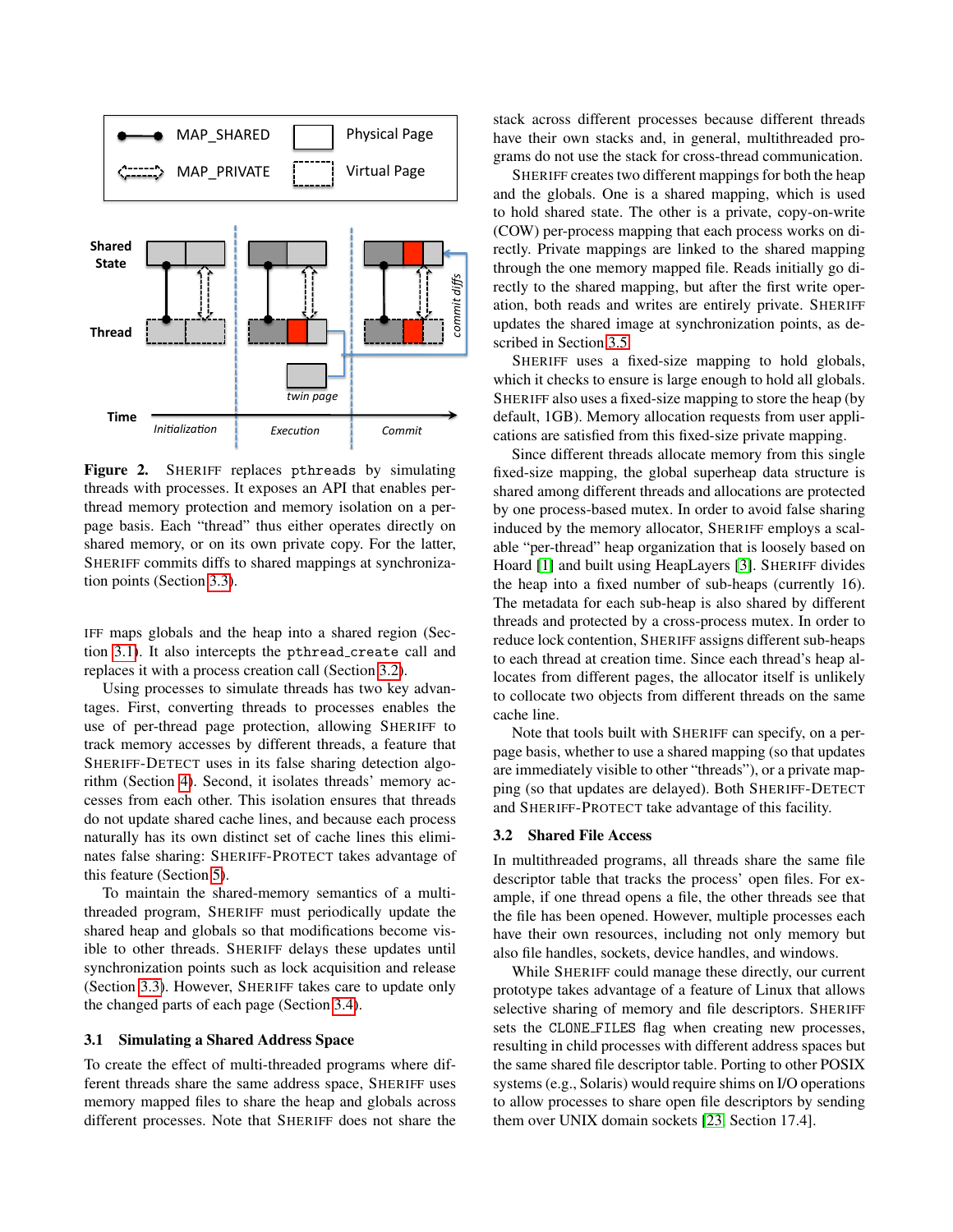**Figure 2.** SHERIFF replaces `pthreads` by simulating threads with processes. It exposes an API that enables per-thread memory protection and memory isolation on a per-page basis. Each "thread" thus either operates directly on shared memory, or on its own private copy. For the latter, SHERIFF commits diffs to shared mappings at synchronization points (Section 3.3).

IFF maps globals and the heap into a shared region (Section 3.1). It also intercepts the `pthread_create` call and replaces it with a process creation call (Section 3.2).

Using processes to simulate threads has two key advantages. First, converting threads to processes enables the use of per-thread page protection, allowing SHERIFF to track memory accesses by different threads, a feature that SHERIFF-DETECT uses in its false sharing detection algorithm (Section 4). Second, it isolates threads' memory accesses from each other. This isolation ensures that threads do not update shared cache lines, and because each process naturally has its own distinct set of cache lines this eliminates false sharing: SHERIFF-PROTECT takes advantage of this feature (Section 5).

To maintain the shared-memory semantics of a multithreaded program, SHERIFF must periodically update the shared heap and globals so that modifications become visible to other threads. SHERIFF delays these updates until synchronization points such as lock acquisition and release (Section 3.3). However, SHERIFF takes care to update only the changed parts of each page (Section 3.4).

### 3.1 Simulating a Shared Address Space

To create the effect of multi-threaded programs where different threads share the same address space, SHERIFF uses memory mapped files to share the heap and globals across different processes. Note that SHERIFF does not share the stack across different processes because different threads have their own stacks and, in general, multithreaded programs do not use the stack for cross-thread communication.

SHERIFF creates two different mappings for both the heap and the globals. One is a shared mapping, which is used to hold shared state. The other is a private, copy-on-write (COW) per-process mapping that each process works on directly. Private mappings are linked to the shared mapping through the one memory mapped file. Reads initially go directly to the shared mapping, but after the first write operation, both reads and writes are entirely private. SHERIFF updates the shared image at synchronization points, as described in Section 3.5.

SHERIFF uses a fixed-size mapping to hold globals, which it checks to ensure is large enough to hold all globals. SHERIFF also uses a fixed-size mapping to store the heap (by default, 1GB). Memory allocation requests from user applications are satisfied from this fixed-size private mapping.

Since different threads allocate memory from this single fixed-size mapping, the global superheap data structure is shared among different threads and allocations are protected by one process-based mutex. In order to avoid false sharing induced by the memory allocator, SHERIFF employs a scalable "per-thread" heap organization that is loosely based on Hoard [1] and built using HeapLayers [3]. SHERIFF divides the heap into a fixed number of sub-heaps (currently 16). The metadata for each sub-heap is also shared by different threads and protected by a cross-process mutex. In order to reduce lock contention, SHERIFF assigns different sub-heaps to each thread at creation time. Since each thread's heap allocates from different pages, the allocator itself is unlikely to collocate two objects from different threads on the same cache line.

Note that tools built with SHERIFF can specify, on a per-page basis, whether to use a shared mapping (so that updates are immediately visible to other "threads"), or a private mapping (so that updates are delayed). Both SHERIFF-DETECT and SHERIFF-PROTECT take advantage of this facility.

### 3.2 Shared File Access

In multithreaded programs, all threads share the same file descriptor table that tracks the process' open files. For example, if one thread opens a file, the other threads see that the file has been opened. However, multiple processes each have their own resources, including not only memory but also file handles, sockets, device handles, and windows.

While SHERIFF could manage these directly, our current prototype takes advantage of a feature of Linux that allows selective sharing of memory and file descriptors. SHERIFF sets the `CLONE_FILES` flag when creating new processes, resulting in child processes with different address spaces but the same shared file descriptor table. Porting to other POSIX systems (e.g., Solaris) would require shims on I/O operations to allow processes to share open file descriptors by sending them over UNIX domain sockets [23, Section 17.4].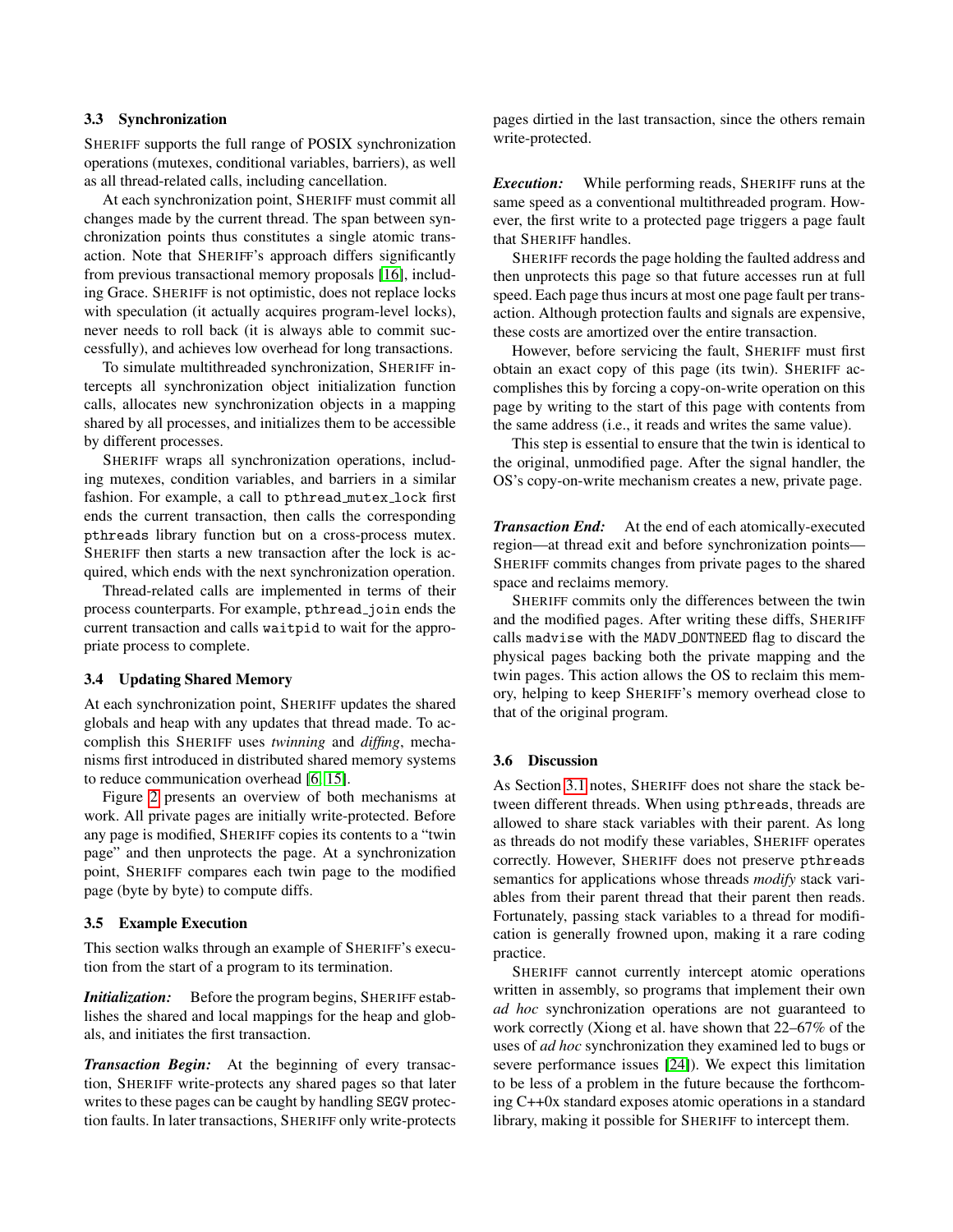### 3.3 Synchronization

SHERIFF supports the full range of POSIX synchronization operations (mutexes, conditional variables, barriers), as well as all thread-related calls, including cancellation.

At each synchronization point, SHERIFF must commit all changes made by the current thread. The span between synchronization points thus constitutes a single atomic transaction. Note that SHERIFF's approach differs significantly from previous transactional memory proposals [16], including Grace. SHERIFF is not optimistic, does not replace locks with speculation (it actually acquires program-level locks), never needs to roll back (it is always able to commit successfully), and achieves low overhead for long transactions.

To simulate multithreaded synchronization, SHERIFF intercepts all synchronization object initialization function calls, allocates new synchronization objects in a mapping shared by all processes, and initializes them to be accessible by different processes.

SHERIFF wraps all synchronization operations, including mutexes, condition variables, and barriers in a similar fashion. For example, a call to `pthread_mutex_lock` first ends the current transaction, then calls the corresponding `pthreads` library function but on a cross-process mutex. SHERIFF then starts a new transaction after the lock is acquired, which ends with the next synchronization operation.

Thread-related calls are implemented in terms of their process counterparts. For example, `pthread_join` ends the current transaction and calls `waitpid` to wait for the appropriate process to complete.

### 3.4 Updating Shared Memory

At each synchronization point, SHERIFF updates the shared globals and heap with any updates that thread made. To accomplish this SHERIFF uses *twinning* and *diffing*, mechanisms first introduced in distributed shared memory systems to reduce communication overhead [6, 15].

Figure 2 presents an overview of both mechanisms at work. All private pages are initially write-protected. Before any page is modified, SHERIFF copies its contents to a "twin page" and then unprotects the page. At a synchronization point, SHERIFF compares each twin page to the modified page (byte by byte) to compute diffs.

### 3.5 Example Execution

This section walks through an example of SHERIFF's execution from the start of a program to its termination.

***Initialization:*** Before the program begins, SHERIFF establishes the shared and local mappings for the heap and globals, and initiates the first transaction.

***Transaction Begin:*** At the beginning of every transaction, SHERIFF write-protects any shared pages so that later writes to these pages can be caught by handling `SEGV` protection faults. In later transactions, SHERIFF only write-protects pages dirtied in the last transaction, since the others remain write-protected.

***Execution:*** While performing reads, SHERIFF runs at the same speed as a conventional multithreaded program. However, the first write to a protected page triggers a page fault that SHERIFF handles.

SHERIFF records the page holding the faulted address and then unprotects this page so that future accesses run at full speed. Each page thus incurs at most one page fault per transaction. Although protection faults and signals are expensive, these costs are amortized over the entire transaction.

However, before servicing the fault, SHERIFF must first obtain an exact copy of this page (its twin). SHERIFF accomplishes this by forcing a copy-on-write operation on this page by writing to the start of this page with contents from the same address (i.e., it reads and writes the same value).

This step is essential to ensure that the twin is identical to the original, unmodified page. After the signal handler, the OS's copy-on-write mechanism creates a new, private page.

***Transaction End:*** At the end of each atomically-executed region—at thread exit and before synchronization points—SHERIFF commits changes from private pages to the shared space and reclaims memory.

SHERIFF commits only the differences between the twin and the modified pages. After writing these diffs, SHERIFF calls `madvise` with the `MADV_DONTNEED` flag to discard the physical pages backing both the private mapping and the twin pages. This action allows the OS to reclaim this memory, helping to keep SHERIFF's memory overhead close to that of the original program.

### 3.6 Discussion

As Section 3.1 notes, SHERIFF does not share the stack between different threads. When using `pthreads`, threads are allowed to share stack variables with their parent. As long as threads do not modify these variables, SHERIFF operates correctly. However, SHERIFF does not preserve `pthreads` semantics for applications whose threads *modify* stack variables from their parent thread that their parent then reads. Fortunately, passing stack variables to a thread for modification is generally frowned upon, making it a rare coding practice.

SHERIFF cannot currently intercept atomic operations written in assembly, so programs that implement their own *ad hoc* synchronization operations are not guaranteed to work correctly (Xiong et al. have shown that 22–67% of the uses of *ad hoc* synchronization they examined led to bugs or severe performance issues [24]). We expect this limitation to be less of a problem in the future because the forthcoming C++0x standard exposes atomic operations in a standard library, making it possible for SHERIFF to intercept them.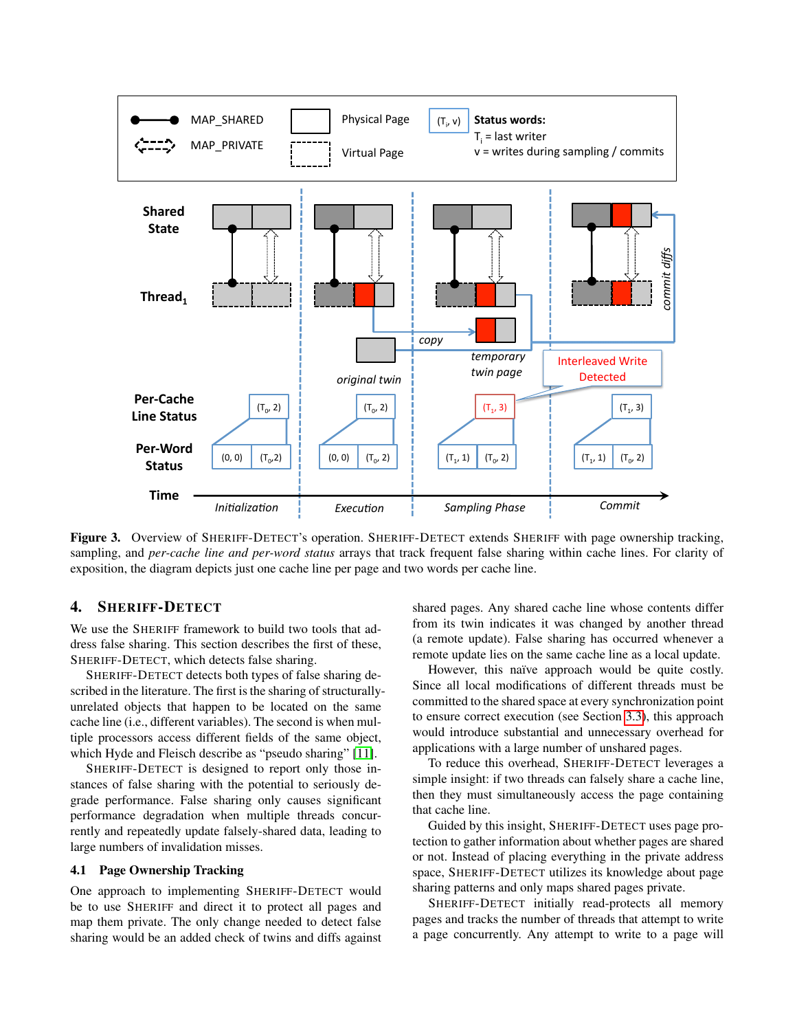**Figure 3.** Overview of SHERIFF-DETECT's operation. SHERIFF-DETECT extends SHERIFF with page ownership tracking, sampling, and *per-cache line and per-word status* arrays that track frequent false sharing within cache lines. For clarity of exposition, the diagram depicts just one cache line per page and two words per cache line.

## 4. SHERIFF-DETECT

We use the SHERIFF framework to build two tools that address false sharing. This section describes the first of these, SHERIFF-DETECT, which detects false sharing.

SHERIFF-DETECT detects both types of false sharing described in the literature. The first is the sharing of structurally-unrelated objects that happen to be located on the same cache line (i.e., different variables). The second is when multiple processors access different fields of the same object, which Hyde and Fleisch describe as "pseudo sharing" [11].

SHERIFF-DETECT is designed to report only those instances of false sharing with the potential to seriously degrade performance. False sharing only causes significant performance degradation when multiple threads concurrently and repeatedly update falsely-shared data, leading to large numbers of invalidation misses.

### 4.1 Page Ownership Tracking

One approach to implementing SHERIFF-DETECT would be to use SHERIFF and direct it to protect all pages and map them private. The only change needed to detect false sharing would be an added check of twins and diffs against shared pages. Any shared cache line whose contents differ from its twin indicates it was changed by another thread (a remote update). False sharing has occurred whenever a remote update lies on the same cache line as a local update.

However, this naïve approach would be quite costly. Since all local modifications of different threads must be committed to the shared space at every synchronization point to ensure correct execution (see Section 3.3), this approach would introduce substantial and unnecessary overhead for applications with a large number of unshared pages.

To reduce this overhead, SHERIFF-DETECT leverages a simple insight: if two threads can falsely share a cache line, then they must simultaneously access the page containing that cache line.

Guided by this insight, SHERIFF-DETECT uses page protection to gather information about whether pages are shared or not. Instead of placing everything in the private address space, SHERIFF-DETECT utilizes its knowledge about page sharing patterns and only maps shared pages private.

SHERIFF-DETECT initially read-protects all memory pages and tracks the number of threads that attempt to write a page concurrently. Any attempt to write to a page will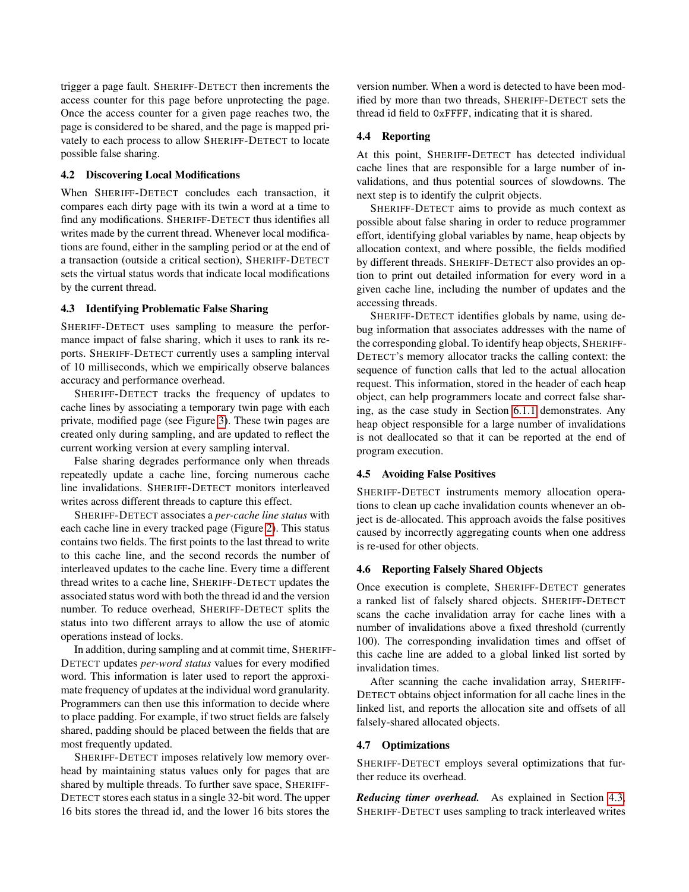trigger a page fault. SHERIFF-DETECT then increments the access counter for this page before unprotecting the page. Once the access counter for a given page reaches two, the page is considered to be shared, and the page is mapped privately to each process to allow SHERIFF-DETECT to locate possible false sharing.

### 4.2 Discovering Local Modifications

When SHERIFF-DETECT concludes each transaction, it compares each dirty page with its twin a word at a time to find any modifications. SHERIFF-DETECT thus identifies all writes made by the current thread. Whenever local modifications are found, either in the sampling period or at the end of a transaction (outside a critical section), SHERIFF-DETECT sets the virtual status words that indicate local modifications by the current thread.

### 4.3 Identifying Problematic False Sharing

SHERIFF-DETECT uses sampling to measure the performance impact of false sharing, which it uses to rank its reports. SHERIFF-DETECT currently uses a sampling interval of 10 milliseconds, which we empirically observe balances accuracy and performance overhead.

SHERIFF-DETECT tracks the frequency of updates to cache lines by associating a temporary twin page with each private, modified page (see Figure 3). These twin pages are created only during sampling, and are updated to reflect the current working version at every sampling interval.

False sharing degrades performance only when threads repeatedly update a cache line, forcing numerous cache line invalidations. SHERIFF-DETECT monitors interleaved writes across different threads to capture this effect.

SHERIFF-DETECT associates a *per-cache line status* with each cache line in every tracked page (Figure 2). This status contains two fields. The first points to the last thread to write to this cache line, and the second records the number of interleaved updates to the cache line. Every time a different thread writes to a cache line, SHERIFF-DETECT updates the associated status word with both the thread id and the version number. To reduce overhead, SHERIFF-DETECT splits the status into two different arrays to allow the use of atomic operations instead of locks.

In addition, during sampling and at commit time, SHERIFF-DETECT updates *per-word status* values for every modified word. This information is later used to report the approximate frequency of updates at the individual word granularity. Programmers can then use this information to decide where to place padding. For example, if two struct fields are falsely shared, padding should be placed between the fields that are most frequently updated.

SHERIFF-DETECT imposes relatively low memory overhead by maintaining status values only for pages that are shared by multiple threads. To further save space, SHERIFF-DETECT stores each status in a single 32-bit word. The upper 16 bits stores the thread id, and the lower 16 bits stores the version number. When a word is detected to have been modified by more than two threads, SHERIFF-DETECT sets the thread id field to 0xFFFF, indicating that it is shared.

### 4.4 Reporting

At this point, SHERIFF-DETECT has detected individual cache lines that are responsible for a large number of invalidations, and thus potential sources of slowdowns. The next step is to identify the culprit objects.

SHERIFF-DETECT aims to provide as much context as possible about false sharing in order to reduce programmer effort, identifying global variables by name, heap objects by allocation context, and where possible, the fields modified by different threads. SHERIFF-DETECT also provides an option to print out detailed information for every word in a given cache line, including the number of updates and the accessing threads.

SHERIFF-DETECT identifies globals by name, using debug information that associates addresses with the name of the corresponding global. To identify heap objects, SHERIFF-DETECT's memory allocator tracks the calling context: the sequence of function calls that led to the actual allocation request. This information, stored in the header of each heap object, can help programmers locate and correct false sharing, as the case study in Section 6.1.1 demonstrates. Any heap object responsible for a large number of invalidations is not deallocated so that it can be reported at the end of program execution.

### 4.5 Avoiding False Positives

SHERIFF-DETECT instruments memory allocation operations to clean up cache invalidation counts whenever an object is de-allocated. This approach avoids the false positives caused by incorrectly aggregating counts when one address is re-used for other objects.

### 4.6 Reporting Falsely Shared Objects

Once execution is complete, SHERIFF-DETECT generates a ranked list of falsely shared objects. SHERIFF-DETECT scans the cache invalidation array for cache lines with a number of invalidations above a fixed threshold (currently 100). The corresponding invalidation times and offset of this cache line are added to a global linked list sorted by invalidation times.

After scanning the cache invalidation array, SHERIFF-DETECT obtains object information for all cache lines in the linked list, and reports the allocation site and offsets of all falsely-shared allocated objects.

### 4.7 Optimizations

SHERIFF-DETECT employs several optimizations that further reduce its overhead.

***Reducing timer overhead.*** As explained in Section 4.3, SHERIFF-DETECT uses sampling to track interleaved writes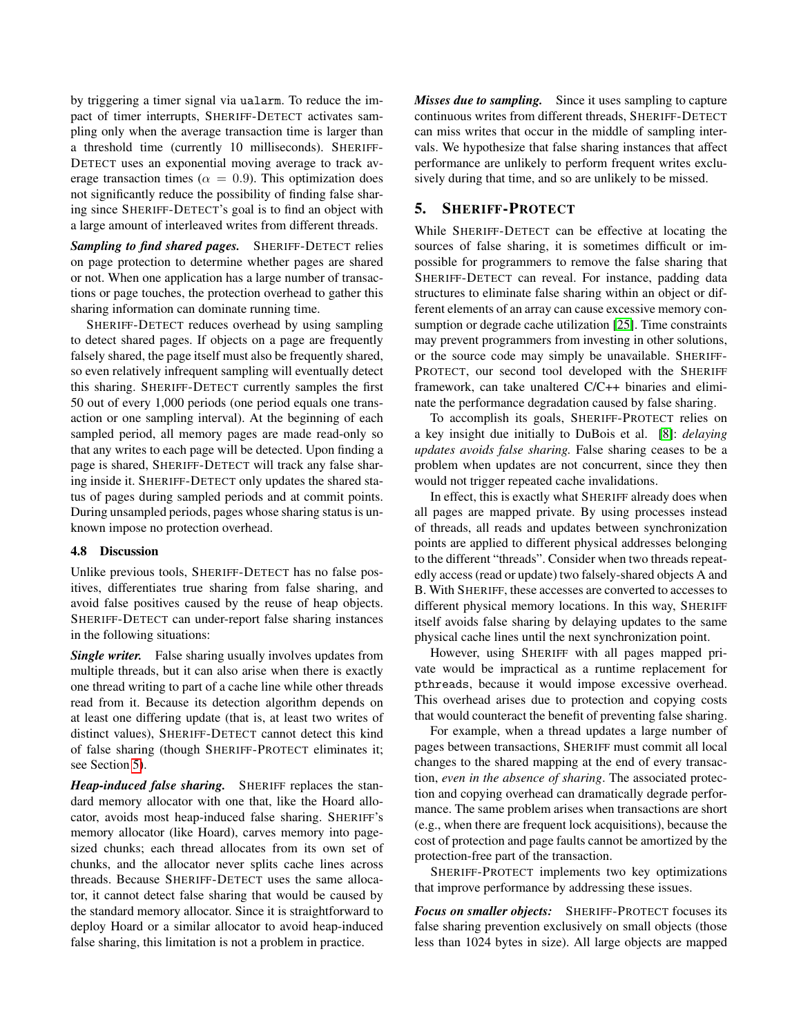by triggering a timer signal via ualarm. To reduce the impact of timer interrupts, SHERIFF-DETECT activates sampling only when the average transaction time is larger than a threshold time (currently 10 milliseconds). SHERIFF-DETECT uses an exponential moving average to track average transaction times ($\alpha = 0.9$). This optimization does not significantly reduce the possibility of finding false sharing since SHERIFF-DETECT's goal is to find an object with a large amount of interleaved writes from different threads.

***Sampling to find shared pages.*** SHERIFF-DETECT relies on page protection to determine whether pages are shared or not. When one application has a large number of transactions or page touches, the protection overhead to gather this sharing information can dominate running time.

SHERIFF-DETECT reduces overhead by using sampling to detect shared pages. If objects on a page are frequently falsely shared, the page itself must also be frequently shared, so even relatively infrequent sampling will eventually detect this sharing. SHERIFF-DETECT currently samples the first 50 out of every 1,000 periods (one period equals one transaction or one sampling interval). At the beginning of each sampled period, all memory pages are made read-only so that any writes to each page will be detected. Upon finding a page is shared, SHERIFF-DETECT will track any false sharing inside it. SHERIFF-DETECT only updates the shared status of pages during sampled periods and at commit points. During unsampled periods, pages whose sharing status is unknown impose no protection overhead.

### 4.8 Discussion

Unlike previous tools, SHERIFF-DETECT has no false positives, differentiates true sharing from false sharing, and avoid false positives caused by the reuse of heap objects. SHERIFF-DETECT can under-report false sharing instances in the following situations:

***Single writer.*** False sharing usually involves updates from multiple threads, but it can also arise when there is exactly one thread writing to part of a cache line while other threads read from it. Because its detection algorithm depends on at least one differing update (that is, at least two writes of distinct values), SHERIFF-DETECT cannot detect this kind of false sharing (though SHERIFF-PROTECT eliminates it; see Section 5).

***Heap-induced false sharing.*** SHERIFF replaces the standard memory allocator with one that, like the Hoard allocator, avoids most heap-induced false sharing. SHERIFF's memory allocator (like Hoard), carves memory into page-sized chunks; each thread allocates from its own set of chunks, and the allocator never splits cache lines across threads. Because SHERIFF-DETECT uses the same allocator, it cannot detect false sharing that would be caused by the standard memory allocator. Since it is straightforward to deploy Hoard or a similar allocator to avoid heap-induced false sharing, this limitation is not a problem in practice.

***Misses due to sampling.*** Since it uses sampling to capture continuous writes from different threads, SHERIFF-DETECT can miss writes that occur in the middle of sampling intervals. We hypothesize that false sharing instances that affect performance are unlikely to perform frequent writes exclusively during that time, and so are unlikely to be missed.

## 5. SHERIFF-PROTECT

While SHERIFF-DETECT can be effective at locating the sources of false sharing, it is sometimes difficult or impossible for programmers to remove the false sharing that SHERIFF-DETECT can reveal. For instance, padding data structures to eliminate false sharing within an object or different elements of an array can cause excessive memory consumption or degrade cache utilization [25]. Time constraints may prevent programmers from investing in other solutions, or the source code may simply be unavailable. SHERIFF-PROTECT, our second tool developed with the SHERIFF framework, can take unaltered C/C++ binaries and eliminate the performance degradation caused by false sharing.

To accomplish its goals, SHERIFF-PROTECT relies on a key insight due initially to DuBois et al. [8]: *delaying updates avoids false sharing.* False sharing ceases to be a problem when updates are not concurrent, since they then would not trigger repeated cache invalidations.

In effect, this is exactly what SHERIFF already does when all pages are mapped private. By using processes instead of threads, all reads and updates between synchronization points are applied to different physical addresses belonging to the different "threads". Consider when two threads repeatedly access (read or update) two falsely-shared objects A and B. With SHERIFF, these accesses are converted to accesses to different physical memory locations. In this way, SHERIFF itself avoids false sharing by delaying updates to the same physical cache lines until the next synchronization point.

However, using SHERIFF with all pages mapped private would be impractical as a runtime replacement for pthreads, because it would impose excessive overhead. This overhead arises due to protection and copying costs that would counteract the benefit of preventing false sharing.

For example, when a thread updates a large number of pages between transactions, SHERIFF must commit all local changes to the shared mapping at the end of every transaction, *even in the absence of sharing*. The associated protection and copying overhead can dramatically degrade performance. The same problem arises when transactions are short (e.g., when there are frequent lock acquisitions), because the cost of protection and page faults cannot be amortized by the protection-free part of the transaction.

SHERIFF-PROTECT implements two key optimizations that improve performance by addressing these issues.

***Focus on smaller objects:*** SHERIFF-PROTECT focuses its false sharing prevention exclusively on small objects (those less than 1024 bytes in size). All large objects are mapped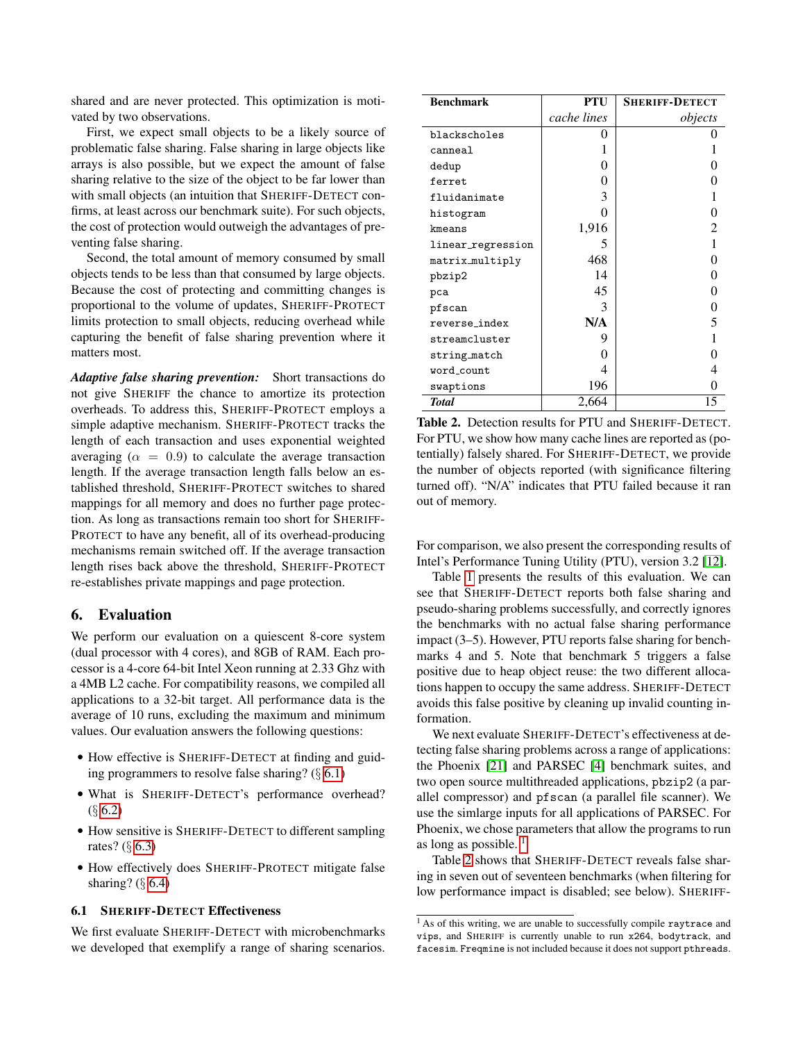shared and are never protected. This optimization is motivated by two observations.

First, we expect small objects to be a likely source of problematic false sharing. False sharing in large objects like arrays is also possible, but we expect the amount of false sharing relative to the size of the object to be far lower than with small objects (an intuition that SHERIFF-DETECT confirms, at least across our benchmark suite). For such objects, the cost of protection would outweigh the advantages of preventing false sharing.

Second, the total amount of memory consumed by small objects tends to be less than that consumed by large objects. Because the cost of protecting and committing changes is proportional to the volume of updates, SHERIFF-PROTECT limits protection to small objects, reducing overhead while capturing the benefit of false sharing prevention where it matters most.

***Adaptive false sharing prevention:*** Short transactions do not give SHERIFF the chance to amortize its protection overheads. To address this, SHERIFF-PROTECT employs a simple adaptive mechanism. SHERIFF-PROTECT tracks the length of each transaction and uses exponential weighted averaging ($\alpha = 0.9$) to calculate the average transaction length. If the average transaction length falls below an established threshold, SHERIFF-PROTECT switches to shared mappings for all memory and does no further page protection. As long as transactions remain too short for SHERIFF-PROTECT to have any benefit, all of its overhead-producing mechanisms remain switched off. If the average transaction length rises back above the threshold, SHERIFF-PROTECT re-establishes private mappings and page protection.

## 6. Evaluation

We perform our evaluation on a quiescent 8-core system (dual processor with 4 cores), and 8GB of RAM. Each processor is a 4-core 64-bit Intel Xeon running at 2.33 Ghz with a 4MB L2 cache. For compatibility reasons, we compiled all applications to a 32-bit target. All performance data is the average of 10 runs, excluding the maximum and minimum values. Our evaluation answers the following questions:

- How effective is SHERIFF-DETECT at finding and guiding programmers to resolve false sharing? (§ 6.1)
- What is SHERIFF-DETECT's performance overhead? (§ 6.2)
- How sensitive is SHERIFF-DETECT to different sampling rates? (§ 6.3)
- How effectively does SHERIFF-PROTECT mitigate false sharing? (§ 6.4)

### 6.1 SHERIFF-DETECT Effectiveness

We first evaluate SHERIFF-DETECT with microbenchmarks we developed that exemplify a range of sharing scenarios. For comparison, we also present the corresponding results of Intel's Performance Tuning Utility (PTU), version 3.2 [12].

Table 1 presents the results of this evaluation. We can see that SHERIFF-DETECT reports both false sharing and pseudo-sharing problems successfully, and correctly ignores the benchmarks with no actual false sharing performance impact (3–5). However, PTU reports false sharing for benchmarks 4 and 5. Note that benchmark 5 triggers a false positive due to heap object reuse: the two different allocations happen to occupy the same address. SHERIFF-DETECT avoids this false positive by cleaning up invalid counting information.

| **Benchmark** | **PTU** *cache lines* | **SHERIFF-DETECT** *objects* |
|---|---|---|
| blackscholes | 0 | 0 |
| canneal | 1 | 1 |
| dedup | 0 | 0 |
| ferret | 0 | 0 |
| fluidanimate | 3 | 1 |
| histogram | 0 | 0 |
| kmeans | 1,916 | 2 |
| linear_regression | 5 | 1 |
| matrix_multiply | 468 | 0 |
| pbzip2 | 14 | 0 |
| pca | 45 | 0 |
| pfscan | 3 | 0 |
| reverse_index | **N/A** | 5 |
| streamcluster | 9 | 1 |
| string_match | 0 | 0 |
| word_count | 4 | 4 |
| swaptions | 196 | 0 |
| ***Total*** | 2,664 | 15 |

**Table 2.** Detection results for PTU and SHERIFF-DETECT. For PTU, we show how many cache lines are reported as (potentially) falsely shared. For SHERIFF-DETECT, we provide the number of objects reported (with significance filtering turned off). "N/A" indicates that PTU failed because it ran out of memory.

We next evaluate SHERIFF-DETECT's effectiveness at detecting false sharing problems across a range of applications: the Phoenix [21] and PARSEC [4] benchmark suites, and two open source multithreaded applications, pbzip2 (a parallel compressor) and pfscan (a parallel file scanner). We use the simlarge inputs for all applications of PARSEC. For Phoenix, we chose parameters that allow the programs to run as long as possible. [1]

Table 2 shows that SHERIFF-DETECT reveals false sharing in seven out of seventeen benchmarks (when filtering for low performance impact is disabled; see below). SHERIFF-

[1] As of this writing, we are unable to successfully compile raytrace and vips, and SHERIFF is currently unable to run x264, bodytrack, and facesim. Freqmine is not included because it does not support pthreads.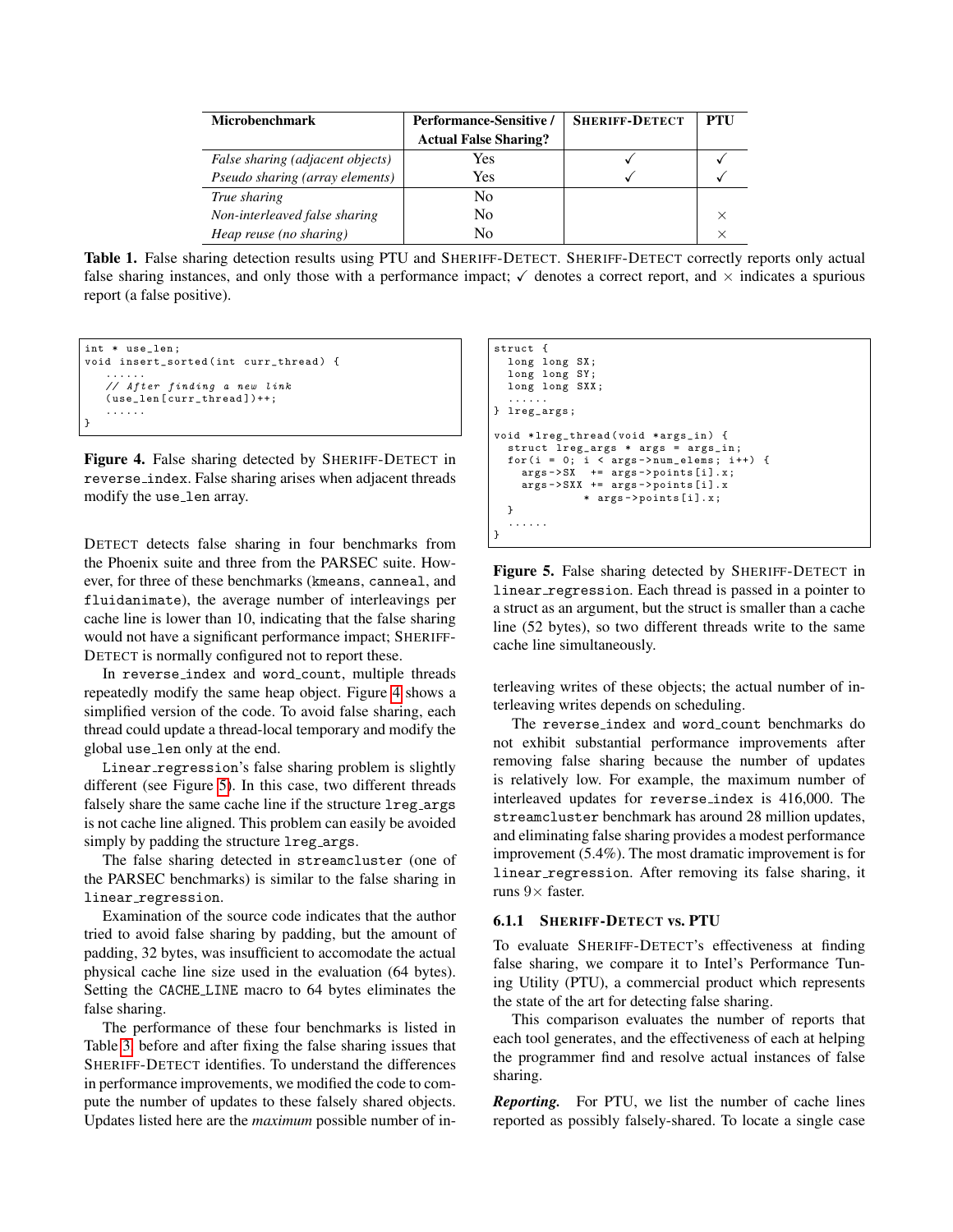| Microbenchmark | Performance-Sensitive / Actual False Sharing? | SHERIFF-DETECT | PTU |
|---|---|---|---|
| *False sharing (adjacent objects)* | Yes | ✓ | ✓ |
| *Pseudo sharing (array elements)* | Yes | ✓ | ✓ |
| *True sharing* | No | | |
| *Non-interleaved false sharing* | No | | × |
| *Heap reuse (no sharing)* | No | | × |

**Table 1.** False sharing detection results using PTU and SHERIFF-DETECT. SHERIFF-DETECT correctly reports only actual false sharing instances, and only those with a performance impact; ✓ denotes a correct report, and × indicates a spurious report (a false positive).

```
int * use_len;
void insert_sorted(int curr_thread) {
   ......
   // After finding a new link
   (use_len[curr_thread])++;
   ......
}
```

**Figure 4.** False sharing detected by SHERIFF-DETECT in reverse_index. False sharing arises when adjacent threads modify the use_len array.

DETECT detects false sharing in four benchmarks from the Phoenix suite and three from the PARSEC suite. However, for three of these benchmarks (kmeans, canneal, and fluidanimate), the average number of interleavings per cache line is lower than 10, indicating that the false sharing would not have a significant performance impact; SHERIFF-DETECT is normally configured not to report these.

In reverse_index and word_count, multiple threads repeatedly modify the same heap object. Figure 4 shows a simplified version of the code. To avoid false sharing, each thread could update a thread-local temporary and modify the global use_len only at the end.

Linear_regression's false sharing problem is slightly different (see Figure 5). In this case, two different threads falsely share the same cache line if the structure lreg_args is not cache line aligned. This problem can easily be avoided simply by padding the structure lreg_args.

The false sharing detected in streamcluster (one of the PARSEC benchmarks) is similar to the false sharing in linear_regression.

Examination of the source code indicates that the author tried to avoid false sharing by padding, but the amount of padding, 32 bytes, was insufficient to accomodate the actual physical cache line size used in the evaluation (64 bytes). Setting the CACHE_LINE macro to 64 bytes eliminates the false sharing.

The performance of these four benchmarks is listed in Table 3, before and after fixing the false sharing issues that SHERIFF-DETECT identifies. To understand the differences in performance improvements, we modified the code to compute the number of updates to these falsely shared objects. Updates listed here are the *maximum* possible number of interleaving writes of these objects; the actual number of interleaving writes depends on scheduling.

```
struct {
  long long SX;
  long long SY;
  long long SXX;
  ......
} lreg_args;

void *lreg_thread(void *args_in) {
  struct lreg_args * args = args_in;
  for(i = 0; i < args->num_elems; i++) {
    args->SX  += args->points[i].x;
    args->SXX += args->points[i].x
             * args->points[i].x;
  }
  ......
}
```

**Figure 5.** False sharing detected by SHERIFF-DETECT in linear_regression. Each thread is passed in a pointer to a struct as an argument, but the struct is smaller than a cache line (52 bytes), so two different threads write to the same cache line simultaneously.

The reverse_index and word_count benchmarks do not exhibit substantial performance improvements after removing false sharing because the number of updates is relatively low. For example, the maximum number of interleaved updates for reverse_index is 416,000. The streamcluster benchmark has around 28 million updates, and eliminating false sharing provides a modest performance improvement (5.4%). The most dramatic improvement is for linear_regression. After removing its false sharing, it runs 9× faster.

#### 6.1.1 SHERIFF-DETECT vs. PTU

To evaluate SHERIFF-DETECT's effectiveness at finding false sharing, we compare it to Intel's Performance Tuning Utility (PTU), a commercial product which represents the state of the art for detecting false sharing.

This comparison evaluates the number of reports that each tool generates, and the effectiveness of each at helping the programmer find and resolve actual instances of false sharing.

***Reporting.*** For PTU, we list the number of cache lines reported as possibly falsely-shared. To locate a single case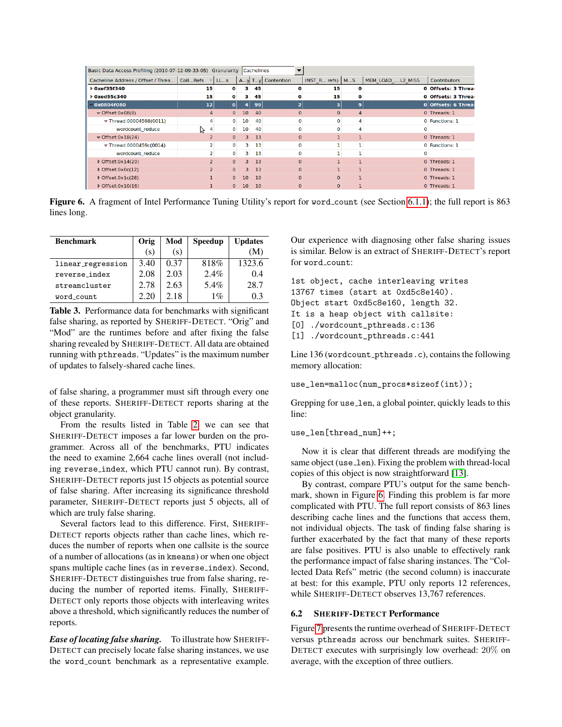Basic Data Access Profiling (2010-07-12-09-33-05) Granularity Cachelines

| Cacheline Address / Offset / Threa... | Coll...Refs | LL...s | A...y | T...y | Contention | INST_R... refs) | M...S | MEM_LOAD_...L2_MISS | Contributors |
|---|---|---|---|---|---|---|---|---|---|
| 0xef35f340 | 15 | 0 | 3 | 45 | 0 | 15 | 0 | 0 | Offsets: 3 Threa |
| 0xed55c340 | 15 | 0 | 3 | 45 | 0 | 15 | 0 | 0 | Offsets: 3 Threa |
| 0x0804f080 | 12 | 0 | 4 | 99 | 2 | 3 | 9 | 0 | Offsets: 6 Threa |
| Offset:0x08(8) | 4 | 0 | 10 | 40 | 0 | 0 | 4 | 0 | Threads: 1 |
| Thread:00004598(0011) | 4 | 0 | 10 | 40 | 0 | 0 | 4 | 0 | Functions: 1 |
| wordcount_reduce | 4 | 0 | 10 | 40 | 0 | 0 | 4 | 0 | |
| Offset:0x18(24) | 2 | 0 | 3 | 13 | 0 | 1 | 1 | 0 | Threads: 1 |
| Thread:0000459c(0014) | 2 | 0 | 3 | 13 | 0 | 1 | 1 | 0 | Functions: 1 |
| wordcount_reduce | 2 | 0 | 3 | 13 | 0 | 1 | 1 | 0 | |
| Offset:0x14(20) | 2 | 0 | 3 | 13 | 0 | 1 | 1 | 0 | Threads: 1 |
| Offset:0x0c(12) | 2 | 0 | 3 | 13 | 0 | 1 | 1 | 0 | Threads: 1 |
| Offset:0x1c(28) | 1 | 0 | 10 | 10 | 0 | 0 | 1 | 0 | Threads: 1 |
| Offset:0x10(16) | 1 | 0 | 10 | 10 | 0 | 0 | 1 | 0 | Threads: 1 |

**Figure 6.** A fragment of Intel Performance Tuning Utility's report for word_count (see Section 6.1.1); the full report is 863 lines long.

| Benchmark | Orig (s) | Mod (s) | Speedup | Updates (M) |
|---|---|---|---|---|
| linear_regression | 3.40 | 0.37 | 818% | 1323.6 |
| reverse_index | 2.08 | 2.03 | 2.4% | 0.4 |
| streamcluster | 2.78 | 2.63 | 5.4% | 28.7 |
| word_count | 2.20 | 2.18 | 1% | 0.3 |

**Table 3.** Performance data for benchmarks with significant false sharing, as reported by SHERIFF-DETECT. "Orig" and "Mod" are the runtimes before and after fixing the false sharing revealed by SHERIFF-DETECT. All data are obtained running with pthreads. "Updates" is the maximum number of updates to falsely-shared cache lines.

of false sharing, a programmer must sift through every one of these reports. SHERIFF-DETECT reports sharing at the object granularity.

From the results listed in Table 2, we can see that SHERIFF-DETECT imposes a far lower burden on the programmer. Across all of the benchmarks, PTU indicates the need to examine 2,664 cache lines overall (not including reverse_index, which PTU cannot run). By contrast, SHERIFF-DETECT reports just 15 objects as potential source of false sharing. After increasing its significance threshold parameter, SHERIFF-DETECT reports just 5 objects, all of which are truly false sharing.

Several factors lead to this difference. First, SHERIFF-DETECT reports objects rather than cache lines, which reduces the number of reports when one callsite is the source of a number of allocations (as in kmeans) or when one object spans multiple cache lines (as in reverse_index). Second, SHERIFF-DETECT distinguishes true from false sharing, reducing the number of reported items. Finally, SHERIFF-DETECT only reports those objects with interleaving writes above a threshold, which significantly reduces the number of reports.

*Ease of locating false sharing.* To illustrate how SHERIFF-DETECT can precisely locate false sharing instances, we use the word_count benchmark as a representative example. Our experience with diagnosing other false sharing issues is similar. Below is an extract of SHERIFF-DETECT's report for word_count:

```
1st object, cache interleaving writes
13767 times (start at 0xd5c8e140).
Object start 0xd5c8e160, length 32.
It is a heap object with callsite:
[0] ./wordcount_pthreads.c:136
[1] ./wordcount_pthreads.c:441
```

Line 136 (wordcount_pthreads.c), contains the following memory allocation:

```
use_len=malloc(num_procs*sizeof(int));
```

Grepping for use_len, a global pointer, quickly leads to this line:

```
use_len[thread_num]++;
```

Now it is clear that different threads are modifying the same object (use_len). Fixing the problem with thread-local copies of this object is now straightforward [13].

By contrast, compare PTU's output for the same benchmark, shown in Figure 6. Finding this problem is far more complicated with PTU. The full report consists of 863 lines describing cache lines and the functions that access them, not individual objects. The task of finding false sharing is further exacerbated by the fact that many of these reports are false positives. PTU is also unable to effectively rank the performance impact of false sharing instances. The "Collected Data Refs" metric (the second column) is inaccurate at best: for this example, PTU only reports 12 references, while SHERIFF-DETECT observes 13,767 references.

### 6.2 SHERIFF-DETECT Performance

Figure 7 presents the runtime overhead of SHERIFF-DETECT versus pthreads across our benchmark suites. SHERIFF-DETECT executes with surprisingly low overhead: 20% on average, with the exception of three outliers.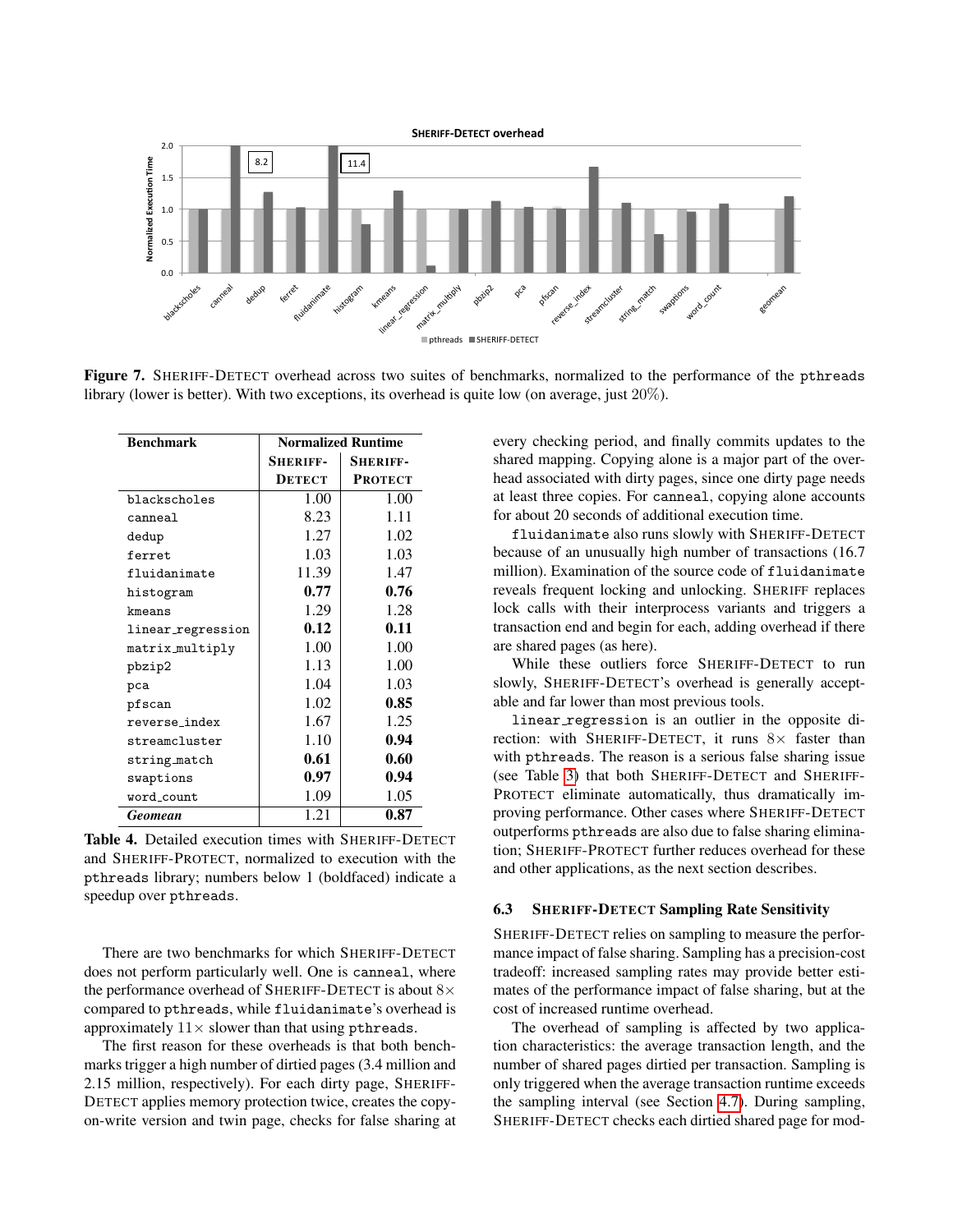Figure 7. SHERIFF-DETECT overhead across two suites of benchmarks, normalized to the performance of the pthreads library (lower is better). With two exceptions, its overhead is quite low (on average, just 20%).

| Benchmark | Normalized Runtime | |
|---|---|---|
| | SHERIFF-DETECT | SHERIFF-PROTECT |
| blackscholes | 1.00 | 1.00 |
| canneal | 8.23 | 1.11 |
| dedup | 1.27 | 1.02 |
| ferret | 1.03 | 1.03 |
| fluidanimate | 11.39 | 1.47 |
| histogram | **0.77** | **0.76** |
| kmeans | 1.29 | 1.28 |
| linear_regression | **0.12** | **0.11** |
| matrix_multiply | 1.00 | 1.00 |
| pbzip2 | 1.13 | 1.00 |
| pca | 1.04 | 1.03 |
| pfscan | 1.02 | **0.85** |
| reverse_index | 1.67 | 1.25 |
| streamcluster | 1.10 | **0.94** |
| string_match | **0.61** | **0.60** |
| swaptions | **0.97** | **0.94** |
| word_count | 1.09 | 1.05 |
| ***Geomean*** | 1.21 | **0.87** |

**Table 4.** Detailed execution times with SHERIFF-DETECT and SHERIFF-PROTECT, normalized to execution with the pthreads library; numbers below 1 (boldfaced) indicate a speedup over pthreads.

There are two benchmarks for which SHERIFF-DETECT does not perform particularly well. One is canneal, where the performance overhead of SHERIFF-DETECT is about 8× compared to pthreads, while fluidanimate's overhead is approximately 11× slower than that using pthreads.

The first reason for these overheads is that both benchmarks trigger a high number of dirtied pages (3.4 million and 2.15 million, respectively). For each dirty page, SHERIFF-DETECT applies memory protection twice, creates the copy-on-write version and twin page, checks for false sharing at every checking period, and finally commits updates to the shared mapping. Copying alone is a major part of the overhead associated with dirty pages, since one dirty page needs at least three copies. For canneal, copying alone accounts for about 20 seconds of additional execution time.

fluidanimate also runs slowly with SHERIFF-DETECT because of an unusually high number of transactions (16.7 million). Examination of the source code of fluidanimate reveals frequent locking and unlocking. SHERIFF replaces lock calls with their interprocess variants and triggers a transaction end and begin for each, adding overhead if there are shared pages (as here).

While these outliers force SHERIFF-DETECT to run slowly, SHERIFF-DETECT's overhead is generally acceptable and far lower than most previous tools.

linear_regression is an outlier in the opposite direction: with SHERIFF-DETECT, it runs 8× faster than with pthreads. The reason is a serious false sharing issue (see Table 3) that both SHERIFF-DETECT and SHERIFF-PROTECT eliminate automatically, thus dramatically improving performance. Other cases where SHERIFF-DETECT outperforms pthreads are also due to false sharing elimination; SHERIFF-PROTECT further reduces overhead for these and other applications, as the next section describes.

### 6.3 SHERIFF-DETECT Sampling Rate Sensitivity

SHERIFF-DETECT relies on sampling to measure the performance impact of false sharing. Sampling has a precision-cost tradeoff: increased sampling rates may provide better estimates of the performance impact of false sharing, but at the cost of increased runtime overhead.

The overhead of sampling is affected by two application characteristics: the average transaction length, and the number of shared pages dirtied per transaction. Sampling is only triggered when the average transaction runtime exceeds the sampling interval (see Section 4.7). During sampling, SHERIFF-DETECT checks each dirtied shared page for mod-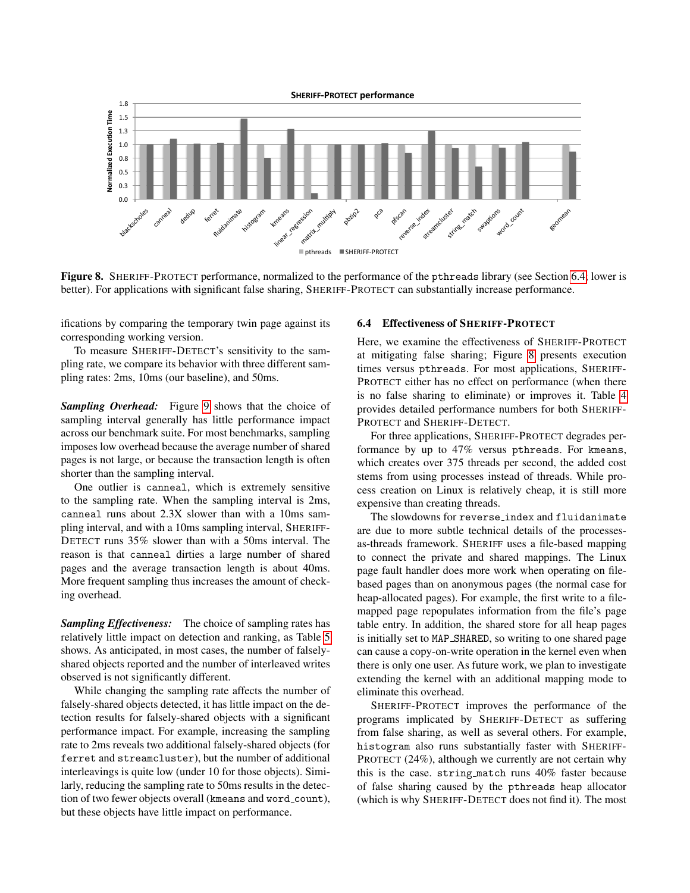**Figure 8.** SHERIFF-PROTECT performance, normalized to the performance of the pthreads library (see Section 6.4; lower is better). For applications with significant false sharing, SHERIFF-PROTECT can substantially increase performance.

ifications by comparing the temporary twin page against its corresponding working version.

To measure SHERIFF-DETECT's sensitivity to the sampling rate, we compare its behavior with three different sampling rates: 2ms, 10ms (our baseline), and 50ms.

***Sampling Overhead:*** Figure 9 shows that the choice of sampling interval generally has little performance impact across our benchmark suite. For most benchmarks, sampling imposes low overhead because the average number of shared pages is not large, or because the transaction length is often shorter than the sampling interval.

One outlier is `canneal`, which is extremely sensitive to the sampling rate. When the sampling interval is 2ms, `canneal` runs about 2.3X slower than with a 10ms sampling interval, and with a 10ms sampling interval, SHERIFF-DETECT runs 35% slower than with a 50ms interval. The reason is that `canneal` dirties a large number of shared pages and the average transaction length is about 40ms. More frequent sampling thus increases the amount of checking overhead.

***Sampling Effectiveness:*** The choice of sampling rates has relatively little impact on detection and ranking, as Table 5 shows. As anticipated, in most cases, the number of falsely-shared objects reported and the number of interleaved writes observed is not significantly different.

While changing the sampling rate affects the number of falsely-shared objects detected, it has little impact on the detection results for falsely-shared objects with a significant performance impact. For example, increasing the sampling rate to 2ms reveals two additional falsely-shared objects (for `ferret` and `streamcluster`), but the number of additional interleavings is quite low (under 10 for those objects). Similarly, reducing the sampling rate to 50ms results in the detection of two fewer objects overall (`kmeans` and `word_count`), but these objects have little impact on performance.

### 6.4 Effectiveness of SHERIFF-PROTECT

Here, we examine the effectiveness of SHERIFF-PROTECT at mitigating false sharing; Figure 8 presents execution times versus `pthreads`. For most applications, SHERIFF-PROTECT either has no effect on performance (when there is no false sharing to eliminate) or improves it. Table 4 provides detailed performance numbers for both SHERIFF-PROTECT and SHERIFF-DETECT.

For three applications, SHERIFF-PROTECT degrades performance by up to 47% versus `pthreads`. For `kmeans`, which creates over 375 threads per second, the added cost stems from using processes instead of threads. While process creation on Linux is relatively cheap, it is still more expensive than creating threads.

The slowdowns for `reverse_index` and `fluidanimate` are due to more subtle technical details of the processes-as-threads framework. SHERIFF uses a file-based mapping to connect the private and shared mappings. The Linux page fault handler does more work when operating on file-based pages than on anonymous pages (the normal case for heap-allocated pages). For example, the first write to a file-mapped page repopulates information from the file's page table entry. In addition, the shared store for all heap pages is initially set to `MAP_SHARED`, so writing to one shared page can cause a copy-on-write operation in the kernel even when there is only one user. As future work, we plan to investigate extending the kernel with an additional mapping mode to eliminate this overhead.

SHERIFF-PROTECT improves the performance of the programs implicated by SHERIFF-DETECT as suffering from false sharing, as well as several others. For example, `histogram` also runs substantially faster with SHERIFF-PROTECT (24%), although we currently are not certain why this is the case. `string_match` runs 40% faster because of false sharing caused by the `pthreads` heap allocator (which is why SHERIFF-DETECT does not find it). The most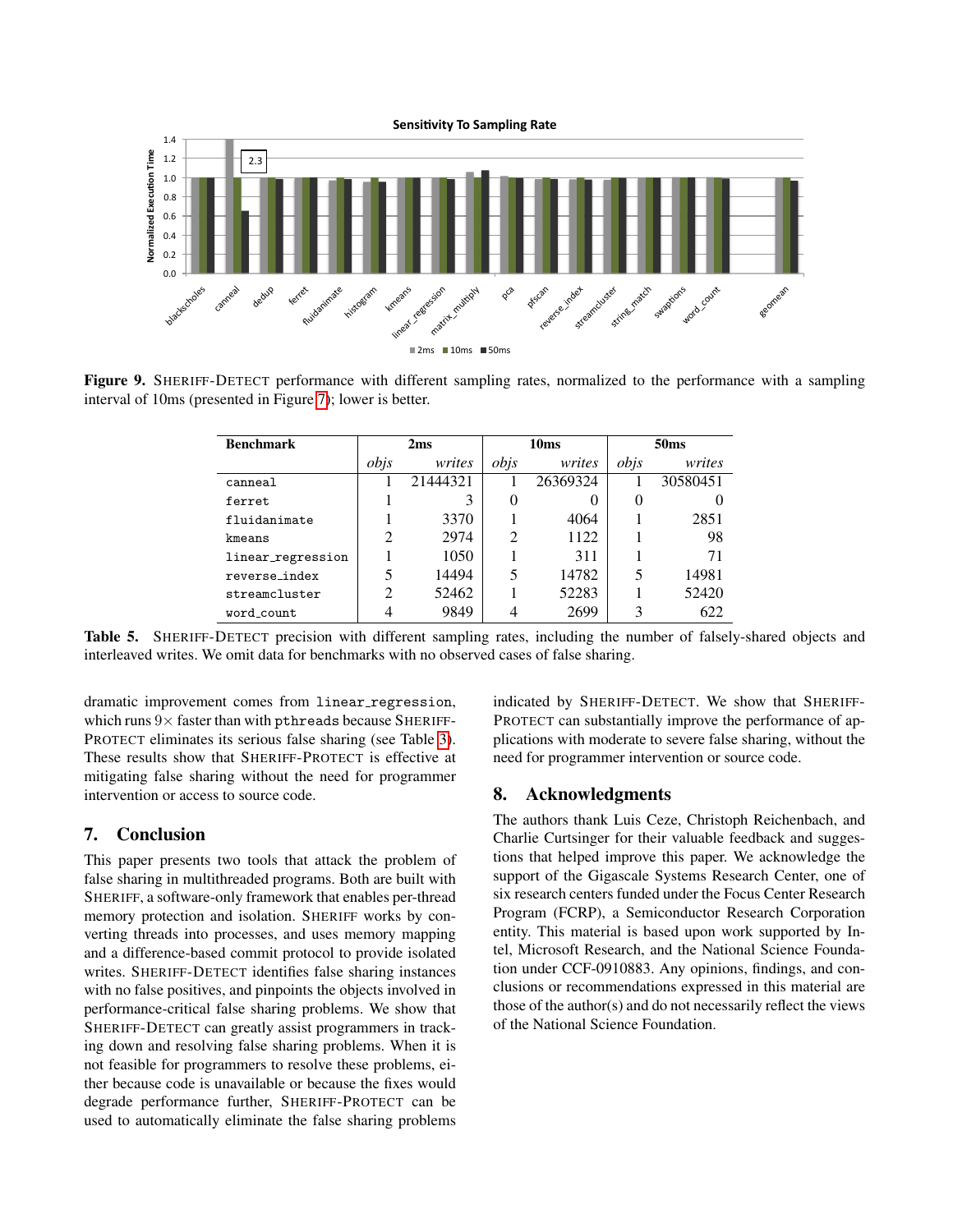**Figure 9.** SHERIFF-DETECT performance with different sampling rates, normalized to the performance with a sampling interval of 10ms (presented in Figure 7); lower is better.

| Benchmark | 2ms | | 10ms | | 50ms | |
|---|---|---|---|---|---|---|
| | *objs* | *writes* | *objs* | *writes* | *objs* | *writes* |
| `canneal` | 1 | 21444321 | 1 | 26369324 | 1 | 30580451 |
| `ferret` | 1 | 3 | 0 | 0 | 0 | 0 |
| `fluidanimate` | 1 | 3370 | 1 | 4064 | 1 | 2851 |
| `kmeans` | 2 | 2974 | 2 | 1122 | 1 | 98 |
| `linear_regression` | 1 | 1050 | 1 | 311 | 1 | 71 |
| `reverse_index` | 5 | 14494 | 5 | 14782 | 5 | 14981 |
| `streamcluster` | 2 | 52462 | 1 | 52283 | 1 | 52420 |
| `word_count` | 4 | 9849 | 4 | 2699 | 3 | 622 |

**Table 5.** SHERIFF-DETECT precision with different sampling rates, including the number of falsely-shared objects and interleaved writes. We omit data for benchmarks with no observed cases of false sharing.

dramatic improvement comes from `linear_regression`, which runs $9\times$ faster than with `pthreads` because SHERIFF-PROTECT eliminates its serious false sharing (see Table 3). These results show that SHERIFF-PROTECT is effective at mitigating false sharing without the need for programmer intervention or access to source code.

## 7. Conclusion

This paper presents two tools that attack the problem of false sharing in multithreaded programs. Both are built with SHERIFF, a software-only framework that enables per-thread memory protection and isolation. SHERIFF works by converting threads into processes, and uses memory mapping and a difference-based commit protocol to provide isolated writes. SHERIFF-DETECT identifies false sharing instances with no false positives, and pinpoints the objects involved in performance-critical false sharing problems. We show that SHERIFF-DETECT can greatly assist programmers in tracking down and resolving false sharing problems. When it is not feasible for programmers to resolve these problems, either because code is unavailable or because the fixes would degrade performance further, SHERIFF-PROTECT can be used to automatically eliminate the false sharing problems indicated by SHERIFF-DETECT. We show that SHERIFF-PROTECT can substantially improve the performance of applications with moderate to severe false sharing, without the need for programmer intervention or source code.

## 8. Acknowledgments

The authors thank Luis Ceze, Christoph Reichenbach, and Charlie Curtsinger for their valuable feedback and suggestions that helped improve this paper. We acknowledge the support of the Gigascale Systems Research Center, one of six research centers funded under the Focus Center Research Program (FCRP), a Semiconductor Research Corporation entity. This material is based upon work supported by Intel, Microsoft Research, and the National Science Foundation under CCF-0910883. Any opinions, findings, and conclusions or recommendations expressed in this material are those of the author(s) and do not necessarily reflect the views of the National Science Foundation.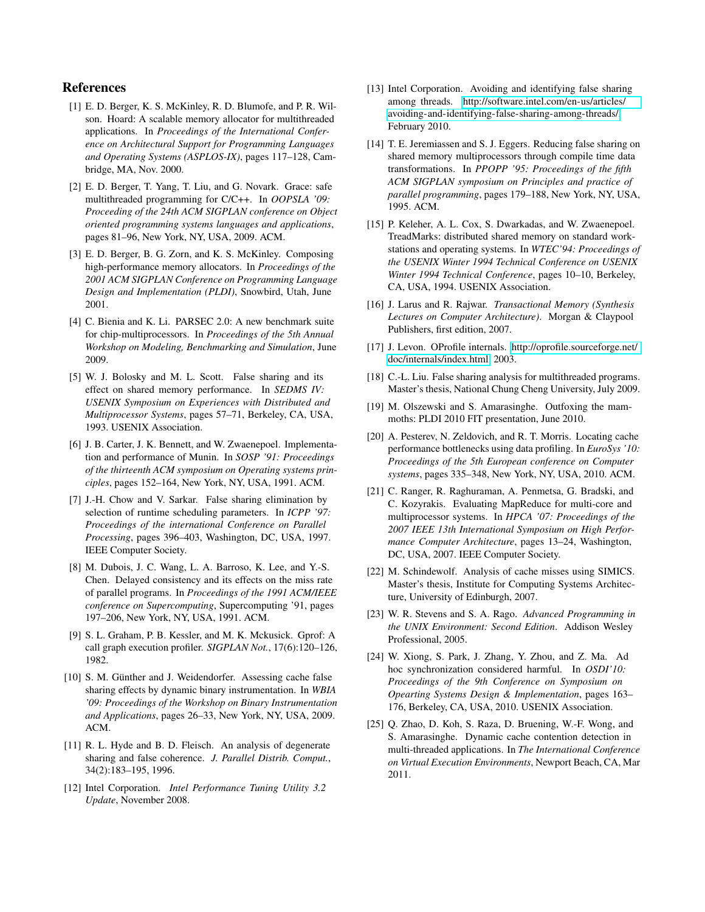## References

[1] E. D. Berger, K. S. McKinley, R. D. Blumofe, and P. R. Wilson. Hoard: A scalable memory allocator for multithreaded applications. In *Proceedings of the International Conference on Architectural Support for Programming Languages and Operating Systems (ASPLOS-IX)*, pages 117–128, Cambridge, MA, Nov. 2000.

[2] E. D. Berger, T. Yang, T. Liu, and G. Novark. Grace: safe multithreaded programming for C/C++. In *OOPSLA '09: Proceeding of the 24th ACM SIGPLAN conference on Object oriented programming systems languages and applications*, pages 81–96, New York, NY, USA, 2009. ACM.

[3] E. D. Berger, B. G. Zorn, and K. S. McKinley. Composing high-performance memory allocators. In *Proceedings of the 2001 ACM SIGPLAN Conference on Programming Language Design and Implementation (PLDI)*, Snowbird, Utah, June 2001.

[4] C. Bienia and K. Li. PARSEC 2.0: A new benchmark suite for chip-multiprocessors. In *Proceedings of the 5th Annual Workshop on Modeling, Benchmarking and Simulation*, June 2009.

[5] W. J. Bolosky and M. L. Scott. False sharing and its effect on shared memory performance. In *SEDMS IV: USENIX Symposium on Experiences with Distributed and Multiprocessor Systems*, pages 57–71, Berkeley, CA, USA, 1993. USENIX Association.

[6] J. B. Carter, J. K. Bennett, and W. Zwaenepoel. Implementation and performance of Munin. In *SOSP '91: Proceedings of the thirteenth ACM symposium on Operating systems principles*, pages 152–164, New York, NY, USA, 1991. ACM.

[7] J.-H. Chow and V. Sarkar. False sharing elimination by selection of runtime scheduling parameters. In *ICPP '97: Proceedings of the international Conference on Parallel Processing*, pages 396–403, Washington, DC, USA, 1997. IEEE Computer Society.

[8] M. Dubois, J. C. Wang, L. A. Barroso, K. Lee, and Y.-S. Chen. Delayed consistency and its effects on the miss rate of parallel programs. In *Proceedings of the 1991 ACM/IEEE conference on Supercomputing*, Supercomputing '91, pages 197–206, New York, NY, USA, 1991. ACM.

[9] S. L. Graham, P. B. Kessler, and M. K. Mckusick. Gprof: A call graph execution profiler. *SIGPLAN Not.*, 17(6):120–126, 1982.

[10] S. M. Günther and J. Weidendorfer. Assessing cache false sharing effects by dynamic binary instrumentation. In *WBIA '09: Proceedings of the Workshop on Binary Instrumentation and Applications*, pages 26–33, New York, NY, USA, 2009. ACM.

[11] R. L. Hyde and B. D. Fleisch. An analysis of degenerate sharing and false coherence. *J. Parallel Distrib. Comput.*, 34(2):183–195, 1996.

[12] Intel Corporation. *Intel Performance Tuning Utility 3.2 Update*, November 2008.

[13] Intel Corporation. Avoiding and identifying false sharing among threads. http://software.intel.com/en-us/articles/avoiding-and-identifying-false-sharing-among-threads/, February 2010.

[14] T. E. Jeremiassen and S. J. Eggers. Reducing false sharing on shared memory multiprocessors through compile time data transformations. In *PPOPP '95: Proceedings of the fifth ACM SIGPLAN symposium on Principles and practice of parallel programming*, pages 179–188, New York, NY, USA, 1995. ACM.

[15] P. Keleher, A. L. Cox, S. Dwarkadas, and W. Zwaenepoel. TreadMarks: distributed shared memory on standard workstations and operating systems. In *WTEC'94: Proceedings of the USENIX Winter 1994 Technical Conference on USENIX Winter 1994 Technical Conference*, pages 10–10, Berkeley, CA, USA, 1994. USENIX Association.

[16] J. Larus and R. Rajwar. *Transactional Memory (Synthesis Lectures on Computer Architecture)*. Morgan & Claypool Publishers, first edition, 2007.

[17] J. Levon. OProfile internals. http://oprofile.sourceforge.net/doc/internals/index.html, 2003.

[18] C.-L. Liu. False sharing analysis for multithreaded programs. Master's thesis, National Chung Cheng University, July 2009.

[19] M. Olszewski and S. Amarasinghe. Outfoxing the mammoths: PLDI 2010 FIT presentation, June 2010.

[20] A. Pesterev, N. Zeldovich, and R. T. Morris. Locating cache performance bottlenecks using data profiling. In *EuroSys '10: Proceedings of the 5th European conference on Computer systems*, pages 335–348, New York, NY, USA, 2010. ACM.

[21] C. Ranger, R. Raghuraman, A. Penmetsa, G. Bradski, and C. Kozyrakis. Evaluating MapReduce for multi-core and multiprocessor systems. In *HPCA '07: Proceedings of the 2007 IEEE 13th International Symposium on High Performance Computer Architecture*, pages 13–24, Washington, DC, USA, 2007. IEEE Computer Society.

[22] M. Schindewolf. Analysis of cache misses using SIMICS. Master's thesis, Institute for Computing Systems Architecture, University of Edinburgh, 2007.

[23] W. R. Stevens and S. A. Rago. *Advanced Programming in the UNIX Environment: Second Edition*. Addison Wesley Professional, 2005.

[24] W. Xiong, S. Park, J. Zhang, Y. Zhou, and Z. Ma. Ad hoc synchronization considered harmful. In *OSDI'10: Proceedings of the 9th Conference on Symposium on Opearting Systems Design & Implementation*, pages 163–176, Berkeley, CA, USA, 2010. USENIX Association.

[25] Q. Zhao, D. Koh, S. Raza, D. Bruening, W.-F. Wong, and S. Amarasinghe. Dynamic cache contention detection in multi-threaded applications. In *The International Conference on Virtual Execution Environments*, Newport Beach, CA, Mar 2011.